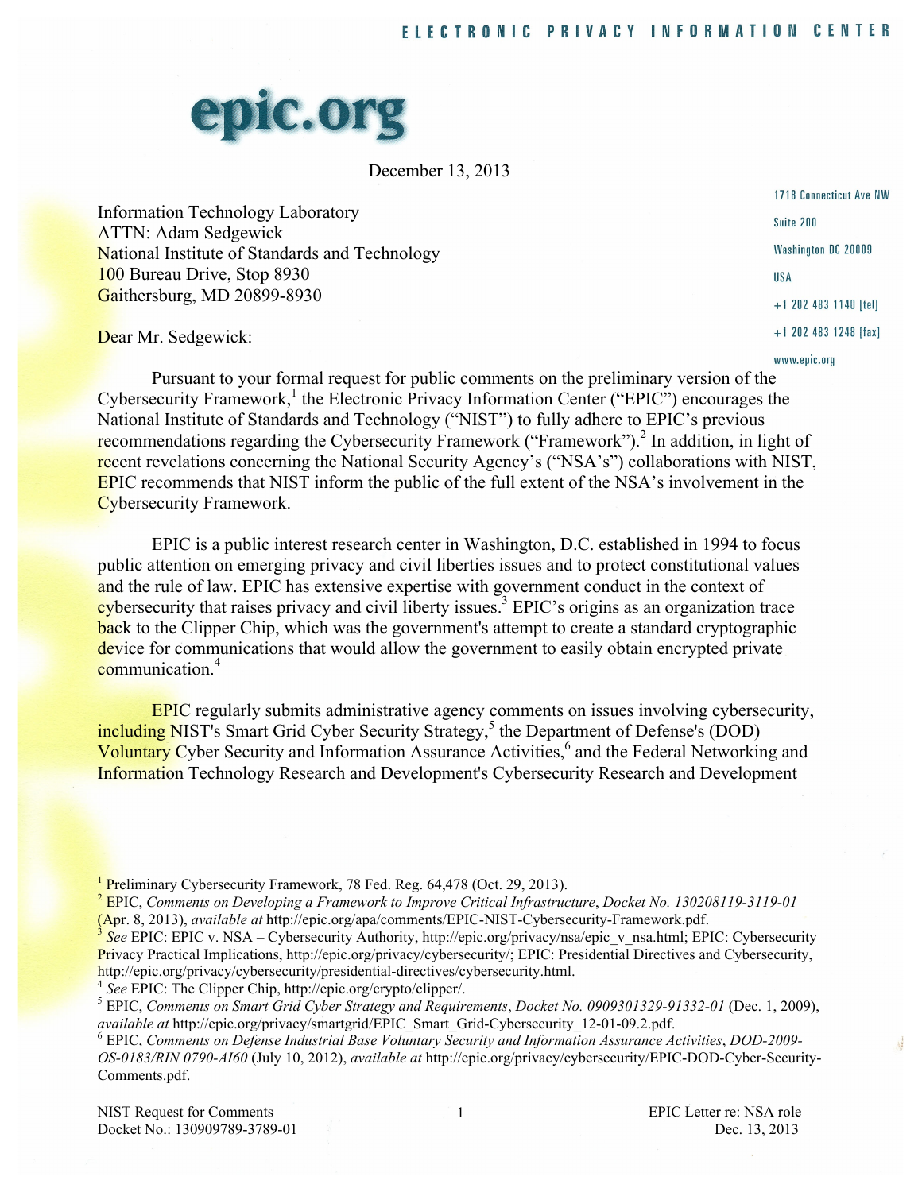ELECTRONIC PRIVACY INFORMATION CENTER

epic.org

December 13, 2013

1718 Connecticut Ave NW
Suite 200
Washington DC 20009
USA
+1 202 483 1140 [tel]
+1 202 483 1248 [fax]
www.epic.org

Information Technology Laboratory
ATTN: Adam Sedgewick
National Institute of Standards and Technology
100 Bureau Drive, Stop 8930
Gaithersburg, MD 20899-8930

Dear Mr. Sedgewick:

Pursuant to your formal request for public comments on the preliminary version of the Cybersecurity Framework,[1] the Electronic Privacy Information Center ("EPIC") encourages the National Institute of Standards and Technology ("NIST") to fully adhere to EPIC's previous recommendations regarding the Cybersecurity Framework ("Framework").[2] In addition, in light of recent revelations concerning the National Security Agency's ("NSA's") collaborations with NIST, EPIC recommends that NIST inform the public of the full extent of the NSA's involvement in the Cybersecurity Framework.

EPIC is a public interest research center in Washington, D.C. established in 1994 to focus public attention on emerging privacy and civil liberties issues and to protect constitutional values and the rule of law. EPIC has extensive expertise with government conduct in the context of cybersecurity that raises privacy and civil liberty issues.[3] EPIC's origins as an organization trace back to the Clipper Chip, which was the government's attempt to create a standard cryptographic device for communications that would allow the government to easily obtain encrypted private communication.[4]

EPIC regularly submits administrative agency comments on issues involving cybersecurity, including NIST's Smart Grid Cyber Security Strategy,[5] the Department of Defense's (DOD) Voluntary Cyber Security and Information Assurance Activities,[6] and the Federal Networking and Information Technology Research and Development's Cybersecurity Research and Development

---

[1] Preliminary Cybersecurity Framework, 78 Fed. Reg. 64,478 (Oct. 29, 2013).

[2] EPIC, *Comments on Developing a Framework to Improve Critical Infrastructure*, *Docket No. 130208119-3119-01* (Apr. 8, 2013), *available at* http://epic.org/apa/comments/EPIC-NIST-Cybersecurity-Framework.pdf.

[3] *See* EPIC: EPIC v. NSA – Cybersecurity Authority, http://epic.org/privacy/nsa/epic_v_nsa.html; EPIC: Cybersecurity Privacy Practical Implications, http://epic.org/privacy/cybersecurity/; EPIC: Presidential Directives and Cybersecurity, http://epic.org/privacy/cybersecurity/presidential-directives/cybersecurity.html.

[4] *See* EPIC: The Clipper Chip, http://epic.org/crypto/clipper/.

[5] EPIC, *Comments on Smart Grid Cyber Strategy and Requirements*, *Docket No. 0909301329-91332-01* (Dec. 1, 2009), *available at* http://epic.org/privacy/smartgrid/EPIC_Smart_Grid-Cybersecurity_12-01-09.2.pdf.

[6] EPIC, *Comments on Defense Industrial Base Voluntary Security and Information Assurance Activities*, *DOD-2009-OS-0183/RIN 0790-AI60* (July 10, 2012), *available at* http://epic.org/privacy/cybersecurity/EPIC-DOD-Cyber-Security-Comments.pdf.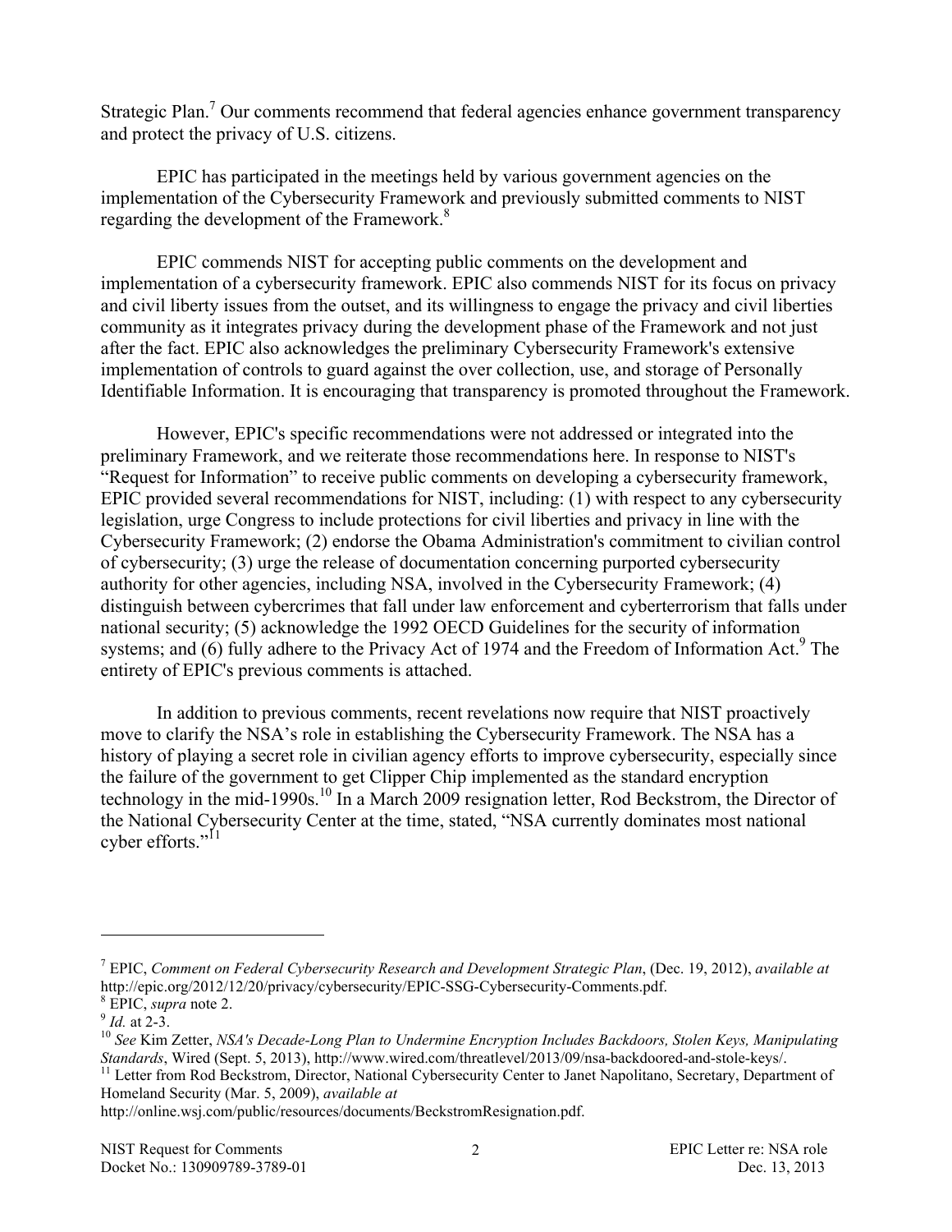Strategic Plan.[7] Our comments recommend that federal agencies enhance government transparency and protect the privacy of U.S. citizens.

EPIC has participated in the meetings held by various government agencies on the implementation of the Cybersecurity Framework and previously submitted comments to NIST regarding the development of the Framework.[8]

EPIC commends NIST for accepting public comments on the development and implementation of a cybersecurity framework. EPIC also commends NIST for its focus on privacy and civil liberty issues from the outset, and its willingness to engage the privacy and civil liberties community as it integrates privacy during the development phase of the Framework and not just after the fact. EPIC also acknowledges the preliminary Cybersecurity Framework's extensive implementation of controls to guard against the over collection, use, and storage of Personally Identifiable Information. It is encouraging that transparency is promoted throughout the Framework.

However, EPIC's specific recommendations were not addressed or integrated into the preliminary Framework, and we reiterate those recommendations here. In response to NIST's "Request for Information" to receive public comments on developing a cybersecurity framework, EPIC provided several recommendations for NIST, including: (1) with respect to any cybersecurity legislation, urge Congress to include protections for civil liberties and privacy in line with the Cybersecurity Framework; (2) endorse the Obama Administration's commitment to civilian control of cybersecurity; (3) urge the release of documentation concerning purported cybersecurity authority for other agencies, including NSA, involved in the Cybersecurity Framework; (4) distinguish between cybercrimes that fall under law enforcement and cyberterrorism that falls under national security; (5) acknowledge the 1992 OECD Guidelines for the security of information systems; and (6) fully adhere to the Privacy Act of 1974 and the Freedom of Information Act.[9] The entirety of EPIC's previous comments is attached.

In addition to previous comments, recent revelations now require that NIST proactively move to clarify the NSA's role in establishing the Cybersecurity Framework. The NSA has a history of playing a secret role in civilian agency efforts to improve cybersecurity, especially since the failure of the government to get Clipper Chip implemented as the standard encryption technology in the mid-1990s.[10] In a March 2009 resignation letter, Rod Beckstrom, the Director of the National Cybersecurity Center at the time, stated, "NSA currently dominates most national cyber efforts."[11]

---

[7] EPIC, *Comment on Federal Cybersecurity Research and Development Strategic Plan*, (Dec. 19, 2012), *available at* http://epic.org/2012/12/20/privacy/cybersecurity/EPIC-SSG-Cybersecurity-Comments.pdf.

[8] EPIC, *supra* note 2.

[9] *Id.* at 2-3.

[10] *See* Kim Zetter, *NSA's Decade-Long Plan to Undermine Encryption Includes Backdoors, Stolen Keys, Manipulating Standards*, Wired (Sept. 5, 2013), http://www.wired.com/threatlevel/2013/09/nsa-backdoored-and-stole-keys/.

[11] Letter from Rod Beckstrom, Director, National Cybersecurity Center to Janet Napolitano, Secretary, Department of Homeland Security (Mar. 5, 2009), *available at* http://online.wsj.com/public/resources/documents/BeckstromResignation.pdf.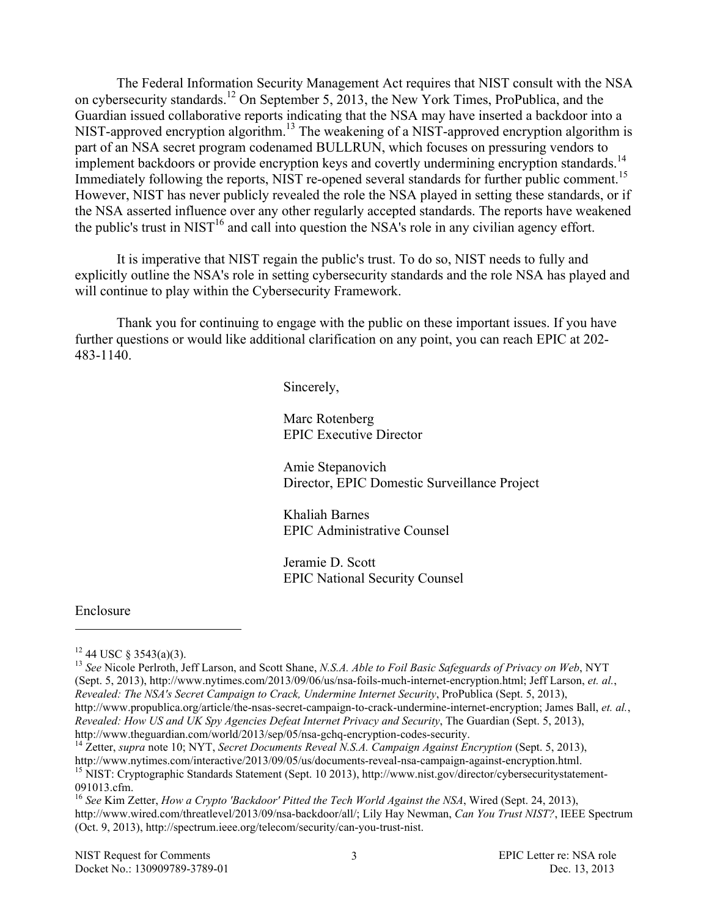The Federal Information Security Management Act requires that NIST consult with the NSA on cybersecurity standards.[12] On September 5, 2013, the New York Times, ProPublica, and the Guardian issued collaborative reports indicating that the NSA may have inserted a backdoor into a NIST-approved encryption algorithm.[13] The weakening of a NIST-approved encryption algorithm is part of an NSA secret program codenamed BULLRUN, which focuses on pressuring vendors to implement backdoors or provide encryption keys and covertly undermining encryption standards.[14] Immediately following the reports, NIST re-opened several standards for further public comment.[15] However, NIST has never publicly revealed the role the NSA played in setting these standards, or if the NSA asserted influence over any other regularly accepted standards. The reports have weakened the public's trust in NIST[16] and call into question the NSA's role in any civilian agency effort.

It is imperative that NIST regain the public's trust. To do so, NIST needs to fully and explicitly outline the NSA's role in setting cybersecurity standards and the role NSA has played and will continue to play within the Cybersecurity Framework.

Thank you for continuing to engage with the public on these important issues. If you have further questions or would like additional clarification on any point, you can reach EPIC at 202-483-1140.

Sincerely,

Marc Rotenberg
EPIC Executive Director

Amie Stepanovich
Director, EPIC Domestic Surveillance Project

Khaliah Barnes
EPIC Administrative Counsel

Jeramie D. Scott
EPIC National Security Counsel

Enclosure

---

[12] 44 USC § 3543(a)(3).

[13] *See* Nicole Perlroth, Jeff Larson, and Scott Shane, *N.S.A. Able to Foil Basic Safeguards of Privacy on Web*, NYT (Sept. 5, 2013), http://www.nytimes.com/2013/09/06/us/nsa-foils-much-internet-encryption.html; Jeff Larson, *et. al.*, *Revealed: The NSA's Secret Campaign to Crack, Undermine Internet Security*, ProPublica (Sept. 5, 2013), http://www.propublica.org/article/the-nsas-secret-campaign-to-crack-undermine-internet-encryption; James Ball, *et. al.*, *Revealed: How US and UK Spy Agencies Defeat Internet Privacy and Security*, The Guardian (Sept. 5, 2013), http://www.theguardian.com/world/2013/sep/05/nsa-gchq-encryption-codes-security.

[14] Zetter, *supra* note 10; NYT, *Secret Documents Reveal N.S.A. Campaign Against Encryption* (Sept. 5, 2013), http://www.nytimes.com/interactive/2013/09/05/us/documents-reveal-nsa-campaign-against-encryption.html.

[15] NIST: Cryptographic Standards Statement (Sept. 10 2013), http://www.nist.gov/director/cybersecuritystatement-091013.cfm.

[16] *See* Kim Zetter, *How a Crypto 'Backdoor' Pitted the Tech World Against the NSA*, Wired (Sept. 24, 2013), http://www.wired.com/threatlevel/2013/09/nsa-backdoor/all/; Lily Hay Newman, *Can You Trust NIST?*, IEEE Spectrum (Oct. 9, 2013), http://spectrum.ieee.org/telecom/security/can-you-trust-nist.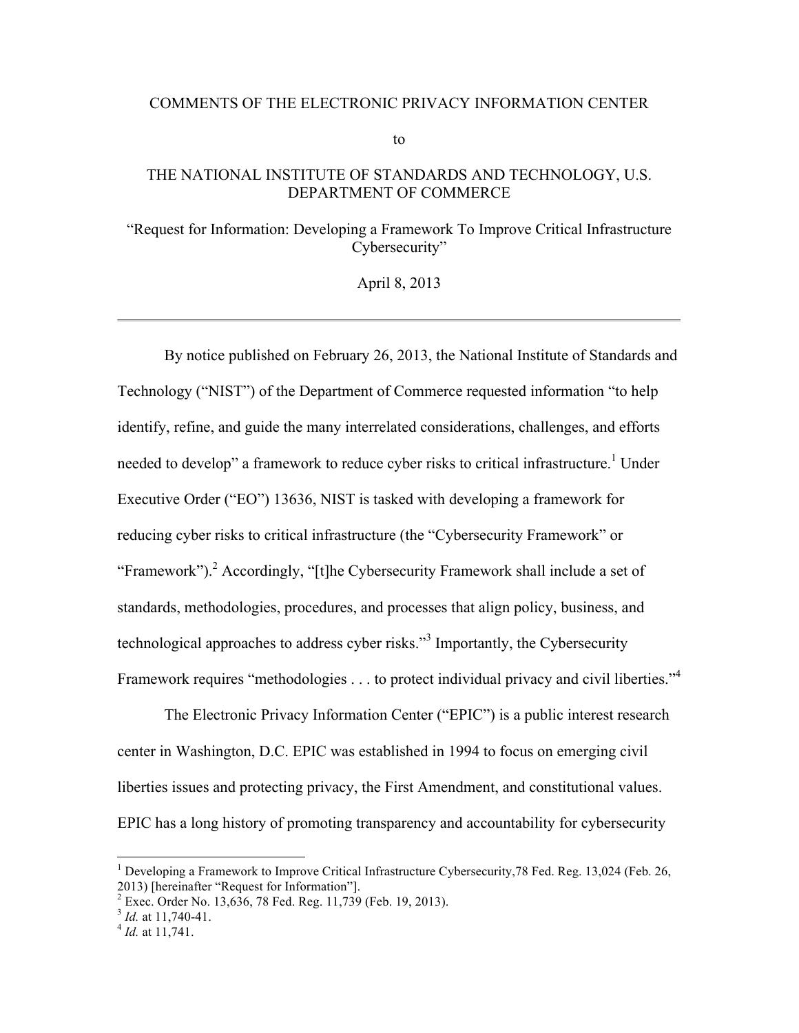COMMENTS OF THE ELECTRONIC PRIVACY INFORMATION CENTER

to

THE NATIONAL INSTITUTE OF STANDARDS AND TECHNOLOGY, U.S. DEPARTMENT OF COMMERCE

"Request for Information: Developing a Framework To Improve Critical Infrastructure Cybersecurity"

April 8, 2013

---

By notice published on February 26, 2013, the National Institute of Standards and Technology ("NIST") of the Department of Commerce requested information "to help identify, refine, and guide the many interrelated considerations, challenges, and efforts needed to develop" a framework to reduce cyber risks to critical infrastructure.[1] Under Executive Order ("EO") 13636, NIST is tasked with developing a framework for reducing cyber risks to critical infrastructure (the "Cybersecurity Framework" or "Framework").[2] Accordingly, "[t]he Cybersecurity Framework shall include a set of standards, methodologies, procedures, and processes that align policy, business, and technological approaches to address cyber risks."[3] Importantly, the Cybersecurity Framework requires "methodologies . . . to protect individual privacy and civil liberties."[4]

The Electronic Privacy Information Center ("EPIC") is a public interest research center in Washington, D.C. EPIC was established in 1994 to focus on emerging civil liberties issues and protecting privacy, the First Amendment, and constitutional values. EPIC has a long history of promoting transparency and accountability for cybersecurity

[1] Developing a Framework to Improve Critical Infrastructure Cybersecurity,78 Fed. Reg. 13,024 (Feb. 26, 2013) [hereinafter "Request for Information"].

[2] Exec. Order No. 13,636, 78 Fed. Reg. 11,739 (Feb. 19, 2013).

[3] *Id.* at 11,740-41.

[4] *Id.* at 11,741.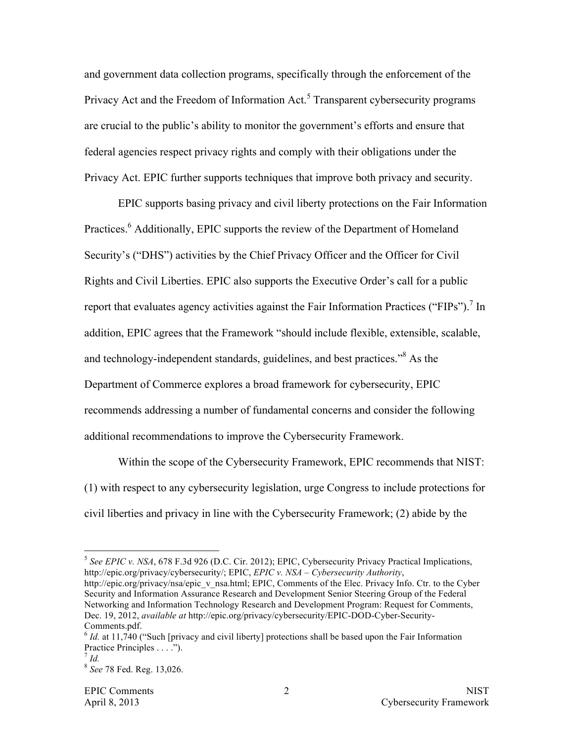and government data collection programs, specifically through the enforcement of the Privacy Act and the Freedom of Information Act.[5] Transparent cybersecurity programs are crucial to the public's ability to monitor the government's efforts and ensure that federal agencies respect privacy rights and comply with their obligations under the Privacy Act. EPIC further supports techniques that improve both privacy and security.

EPIC supports basing privacy and civil liberty protections on the Fair Information Practices.[6] Additionally, EPIC supports the review of the Department of Homeland Security's ("DHS") activities by the Chief Privacy Officer and the Officer for Civil Rights and Civil Liberties. EPIC also supports the Executive Order's call for a public report that evaluates agency activities against the Fair Information Practices ("FIPs").[7] In addition, EPIC agrees that the Framework "should include flexible, extensible, scalable, and technology-independent standards, guidelines, and best practices."[8] As the Department of Commerce explores a broad framework for cybersecurity, EPIC recommends addressing a number of fundamental concerns and consider the following additional recommendations to improve the Cybersecurity Framework.

Within the scope of the Cybersecurity Framework, EPIC recommends that NIST: (1) with respect to any cybersecurity legislation, urge Congress to include protections for civil liberties and privacy in line with the Cybersecurity Framework; (2) abide by the

---

[5] *See EPIC v. NSA*, 678 F.3d 926 (D.C. Cir. 2012); EPIC, Cybersecurity Privacy Practical Implications, http://epic.org/privacy/cybersecurity/; EPIC, *EPIC v. NSA – Cybersecurity Authority*, http://epic.org/privacy/nsa/epic_v_nsa.html; EPIC, Comments of the Elec. Privacy Info. Ctr. to the Cyber Security and Information Assurance Research and Development Senior Steering Group of the Federal Networking and Information Technology Research and Development Program: Request for Comments, Dec. 19, 2012, *available at* http://epic.org/privacy/cybersecurity/EPIC-DOD-Cyber-Security-Comments.pdf.

[6] *Id.* at 11,740 ("Such [privacy and civil liberty] protections shall be based upon the Fair Information Practice Principles . . . .").

[7] *Id.*

[8] *See* 78 Fed. Reg. 13,026.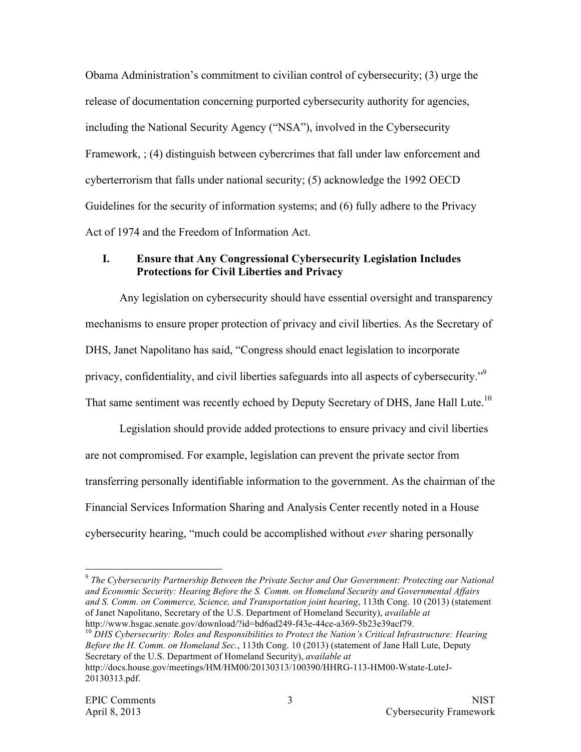Obama Administration's commitment to civilian control of cybersecurity; (3) urge the release of documentation concerning purported cybersecurity authority for agencies, including the National Security Agency ("NSA"), involved in the Cybersecurity Framework, ; (4) distinguish between cybercrimes that fall under law enforcement and cyberterrorism that falls under national security; (5) acknowledge the 1992 OECD Guidelines for the security of information systems; and (6) fully adhere to the Privacy Act of 1974 and the Freedom of Information Act.

## I. Ensure that Any Congressional Cybersecurity Legislation Includes Protections for Civil Liberties and Privacy

Any legislation on cybersecurity should have essential oversight and transparency mechanisms to ensure proper protection of privacy and civil liberties. As the Secretary of DHS, Janet Napolitano has said, "Congress should enact legislation to incorporate privacy, confidentiality, and civil liberties safeguards into all aspects of cybersecurity."[9] That same sentiment was recently echoed by Deputy Secretary of DHS, Jane Hall Lute.[10]

Legislation should provide added protections to ensure privacy and civil liberties are not compromised. For example, legislation can prevent the private sector from transferring personally identifiable information to the government. As the chairman of the Financial Services Information Sharing and Analysis Center recently noted in a House cybersecurity hearing, "much could be accomplished without *ever* sharing personally

---

[9] *The Cybersecurity Partnership Between the Private Sector and Our Government: Protecting our National and Economic Security: Hearing Before the S. Comm. on Homeland Security and Governmental Affairs and S. Comm. on Commerce, Science, and Transportation joint hearing*, 113th Cong. 10 (2013) (statement of Janet Napolitano, Secretary of the U.S. Department of Homeland Security), *available at* http://www.hsgac.senate.gov/download/?id=bd6ad249-f43e-44ce-a369-5b23e39acf79.

[10] *DHS Cybersecurity: Roles and Responsibilities to Protect the Nation's Critical Infrastructure: Hearing Before the H. Comm. on Homeland Sec.*, 113th Cong. 10 (2013) (statement of Jane Hall Lute, Deputy Secretary of the U.S. Department of Homeland Security), *available at* http://docs.house.gov/meetings/HM/HM00/20130313/100390/HHRG-113-HM00-Wstate-LuteJ-20130313.pdf.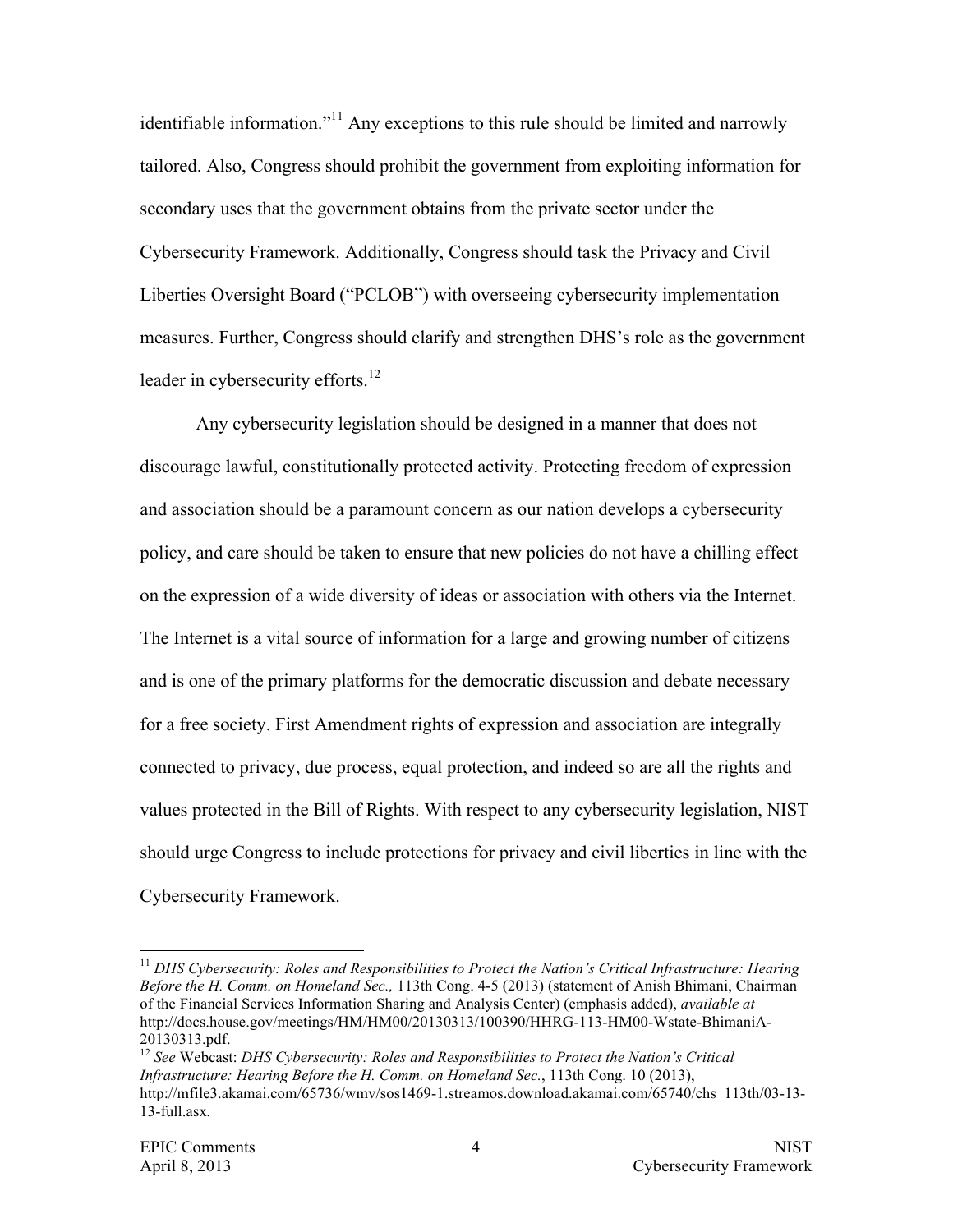identifiable information."[11] Any exceptions to this rule should be limited and narrowly tailored. Also, Congress should prohibit the government from exploiting information for secondary uses that the government obtains from the private sector under the Cybersecurity Framework. Additionally, Congress should task the Privacy and Civil Liberties Oversight Board ("PCLOB") with overseeing cybersecurity implementation measures. Further, Congress should clarify and strengthen DHS's role as the government leader in cybersecurity efforts.[12]

Any cybersecurity legislation should be designed in a manner that does not discourage lawful, constitutionally protected activity. Protecting freedom of expression and association should be a paramount concern as our nation develops a cybersecurity policy, and care should be taken to ensure that new policies do not have a chilling effect on the expression of a wide diversity of ideas or association with others via the Internet. The Internet is a vital source of information for a large and growing number of citizens and is one of the primary platforms for the democratic discussion and debate necessary for a free society. First Amendment rights of expression and association are integrally connected to privacy, due process, equal protection, and indeed so are all the rights and values protected in the Bill of Rights. With respect to any cybersecurity legislation, NIST should urge Congress to include protections for privacy and civil liberties in line with the Cybersecurity Framework.

---

[11] *DHS Cybersecurity: Roles and Responsibilities to Protect the Nation's Critical Infrastructure: Hearing Before the H. Comm. on Homeland Sec.,* 113th Cong. 4-5 (2013) (statement of Anish Bhimani, Chairman of the Financial Services Information Sharing and Analysis Center) (emphasis added), *available at* http://docs.house.gov/meetings/HM/HM00/20130313/100390/HHRG-113-HM00-Wstate-BhimaniA-20130313.pdf.

[12] *See* Webcast: *DHS Cybersecurity: Roles and Responsibilities to Protect the Nation's Critical Infrastructure: Hearing Before the H. Comm. on Homeland Sec.*, 113th Cong. 10 (2013), http://mfile3.akamai.com/65736/wmv/sos1469-1.streamos.download.akamai.com/65740/chs_113th/03-13-13-full.asx.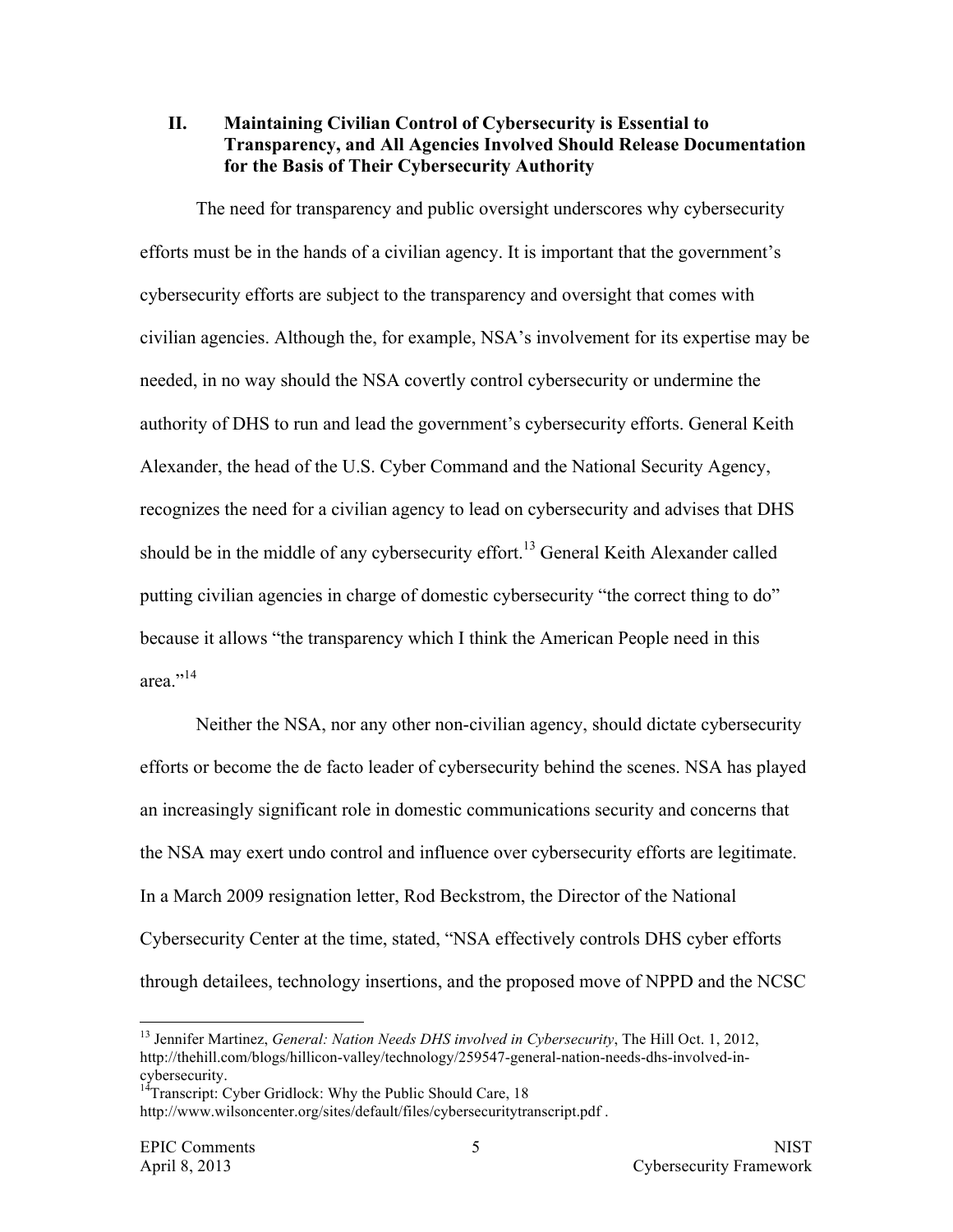## II. Maintaining Civilian Control of Cybersecurity is Essential to Transparency, and All Agencies Involved Should Release Documentation for the Basis of Their Cybersecurity Authority

The need for transparency and public oversight underscores why cybersecurity efforts must be in the hands of a civilian agency. It is important that the government's cybersecurity efforts are subject to the transparency and oversight that comes with civilian agencies. Although the, for example, NSA's involvement for its expertise may be needed, in no way should the NSA covertly control cybersecurity or undermine the authority of DHS to run and lead the government's cybersecurity efforts. General Keith Alexander, the head of the U.S. Cyber Command and the National Security Agency, recognizes the need for a civilian agency to lead on cybersecurity and advises that DHS should be in the middle of any cybersecurity effort.[13] General Keith Alexander called putting civilian agencies in charge of domestic cybersecurity "the correct thing to do" because it allows "the transparency which I think the American People need in this area."[14]

Neither the NSA, nor any other non-civilian agency, should dictate cybersecurity efforts or become the de facto leader of cybersecurity behind the scenes. NSA has played an increasingly significant role in domestic communications security and concerns that the NSA may exert undo control and influence over cybersecurity efforts are legitimate. In a March 2009 resignation letter, Rod Beckstrom, the Director of the National Cybersecurity Center at the time, stated, "NSA effectively controls DHS cyber efforts through detailees, technology insertions, and the proposed move of NPPD and the NCSC

---

[13] Jennifer Martinez, *General: Nation Needs DHS involved in Cybersecurity*, The Hill Oct. 1, 2012, http://thehill.com/blogs/hillicon-valley/technology/259547-general-nation-needs-dhs-involved-in-cybersecurity.

[14] Transcript: Cyber Gridlock: Why the Public Should Care, 18 http://www.wilsoncenter.org/sites/default/files/cybersecuritytranscript.pdf .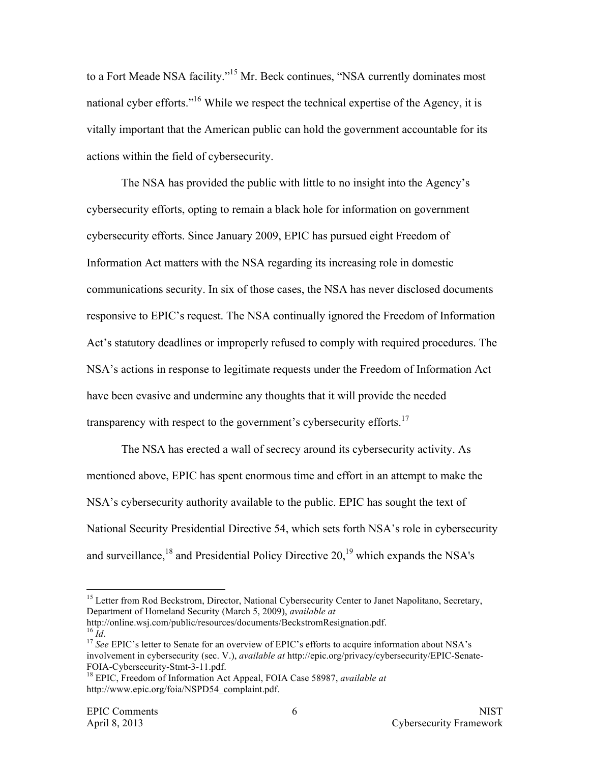to a Fort Meade NSA facility."[15] Mr. Beck continues, "NSA currently dominates most national cyber efforts."[16] While we respect the technical expertise of the Agency, it is vitally important that the American public can hold the government accountable for its actions within the field of cybersecurity.

The NSA has provided the public with little to no insight into the Agency's cybersecurity efforts, opting to remain a black hole for information on government cybersecurity efforts. Since January 2009, EPIC has pursued eight Freedom of Information Act matters with the NSA regarding its increasing role in domestic communications security. In six of those cases, the NSA has never disclosed documents responsive to EPIC's request. The NSA continually ignored the Freedom of Information Act's statutory deadlines or improperly refused to comply with required procedures. The NSA's actions in response to legitimate requests under the Freedom of Information Act have been evasive and undermine any thoughts that it will provide the needed transparency with respect to the government's cybersecurity efforts.[17]

The NSA has erected a wall of secrecy around its cybersecurity activity. As mentioned above, EPIC has spent enormous time and effort in an attempt to make the NSA's cybersecurity authority available to the public. EPIC has sought the text of National Security Presidential Directive 54, which sets forth NSA's role in cybersecurity and surveillance,[18] and Presidential Policy Directive 20,[19] which expands the NSA's

---

[15] Letter from Rod Beckstrom, Director, National Cybersecurity Center to Janet Napolitano, Secretary, Department of Homeland Security (March 5, 2009), *available at* http://online.wsj.com/public/resources/documents/BeckstromResignation.pdf.

[16] *Id*.

[17] *See* EPIC's letter to Senate for an overview of EPIC's efforts to acquire information about NSA's involvement in cybersecurity (sec. V.), *available at* http://epic.org/privacy/cybersecurity/EPIC-Senate-FOIA-Cybersecurity-Stmt-3-11.pdf.

[18] EPIC, Freedom of Information Act Appeal, FOIA Case 58987, *available at* http://www.epic.org/foia/NSPD54_complaint.pdf.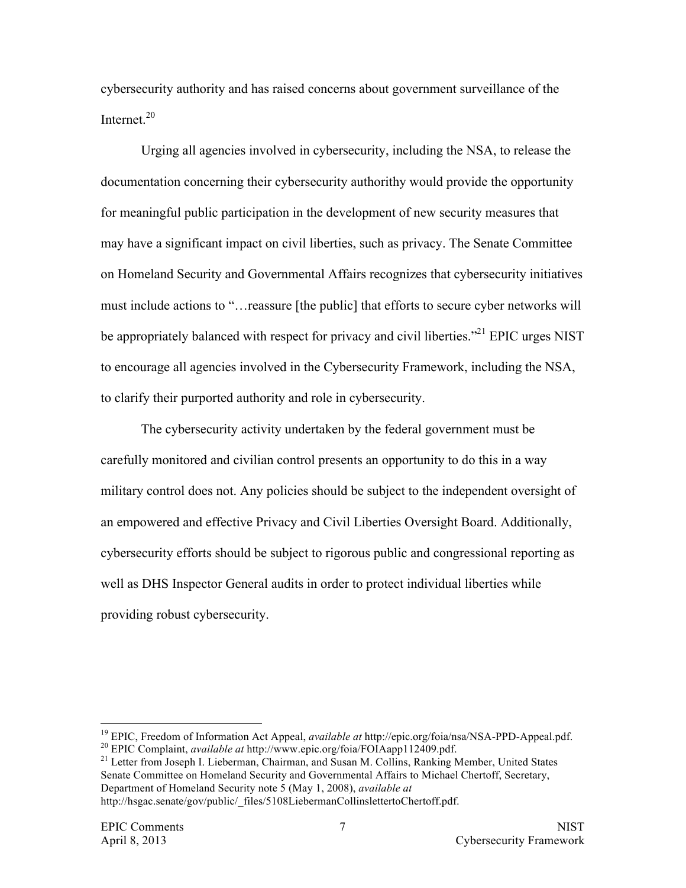cybersecurity authority and has raised concerns about government surveillance of the Internet.[20]

Urging all agencies involved in cybersecurity, including the NSA, to release the documentation concerning their cybersecurity authorithy would provide the opportunity for meaningful public participation in the development of new security measures that may have a significant impact on civil liberties, such as privacy. The Senate Committee on Homeland Security and Governmental Affairs recognizes that cybersecurity initiatives must include actions to "…reassure [the public] that efforts to secure cyber networks will be appropriately balanced with respect for privacy and civil liberties."[21] EPIC urges NIST to encourage all agencies involved in the Cybersecurity Framework, including the NSA, to clarify their purported authority and role in cybersecurity.

The cybersecurity activity undertaken by the federal government must be carefully monitored and civilian control presents an opportunity to do this in a way military control does not. Any policies should be subject to the independent oversight of an empowered and effective Privacy and Civil Liberties Oversight Board. Additionally, cybersecurity efforts should be subject to rigorous public and congressional reporting as well as DHS Inspector General audits in order to protect individual liberties while providing robust cybersecurity.

---

[19] EPIC, Freedom of Information Act Appeal, *available at* http://epic.org/foia/nsa/NSA-PPD-Appeal.pdf.

[20] EPIC Complaint, *available at* http://www.epic.org/foia/FOIAapp112409.pdf.

[21] Letter from Joseph I. Lieberman, Chairman, and Susan M. Collins, Ranking Member, United States Senate Committee on Homeland Security and Governmental Affairs to Michael Chertoff, Secretary, Department of Homeland Security note 5 (May 1, 2008), *available at* http://hsgac.senate/gov/public/_files/5108LiebermanCollinslettertoChertoff.pdf.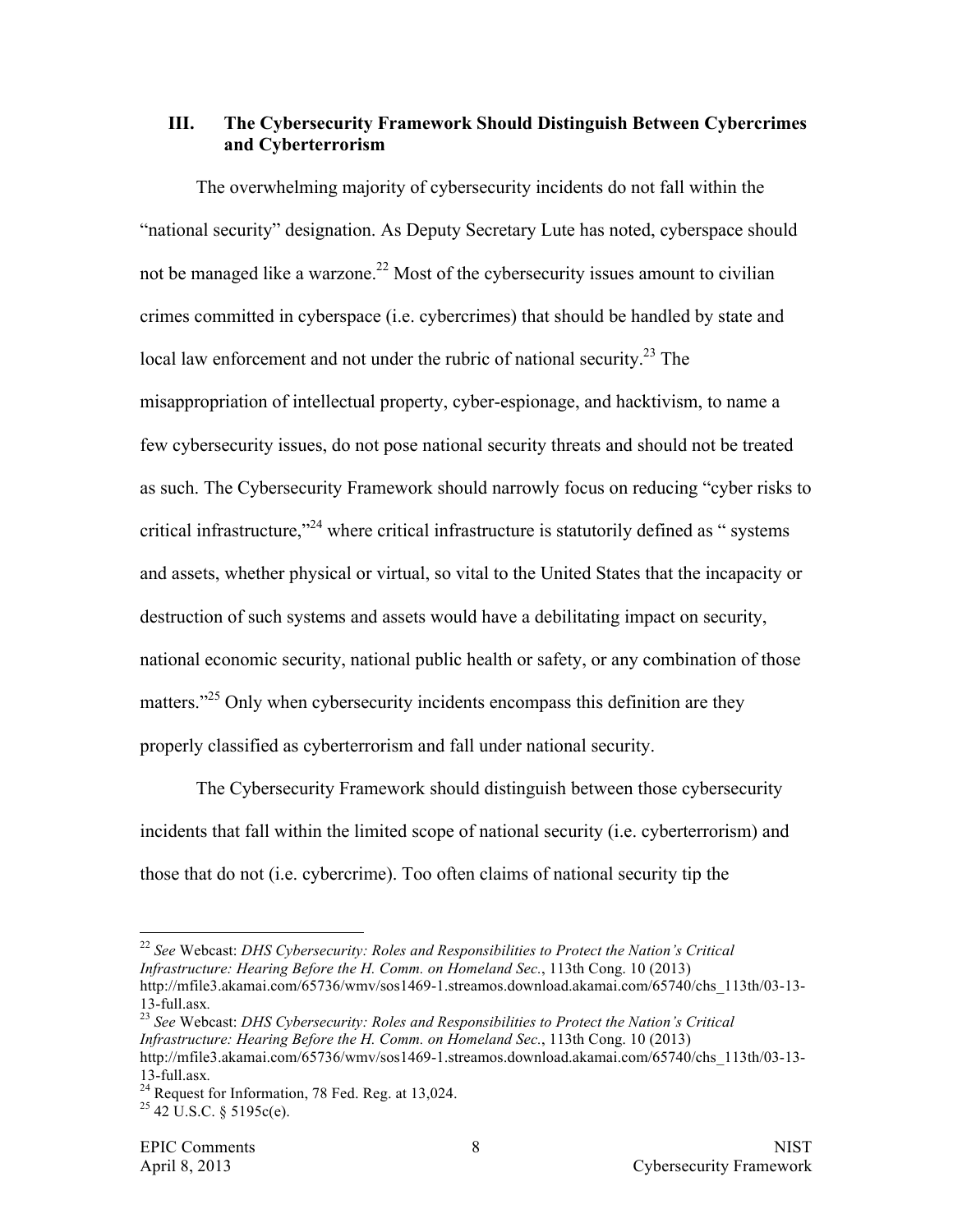## III. The Cybersecurity Framework Should Distinguish Between Cybercrimes and Cyberterrorism

The overwhelming majority of cybersecurity incidents do not fall within the "national security" designation. As Deputy Secretary Lute has noted, cyberspace should not be managed like a warzone.[22] Most of the cybersecurity issues amount to civilian crimes committed in cyberspace (i.e. cybercrimes) that should be handled by state and local law enforcement and not under the rubric of national security.[23] The misappropriation of intellectual property, cyber-espionage, and hacktivism, to name a few cybersecurity issues, do not pose national security threats and should not be treated as such. The Cybersecurity Framework should narrowly focus on reducing "cyber risks to critical infrastructure,"[24] where critical infrastructure is statutorily defined as " systems and assets, whether physical or virtual, so vital to the United States that the incapacity or destruction of such systems and assets would have a debilitating impact on security, national economic security, national public health or safety, or any combination of those matters."[25] Only when cybersecurity incidents encompass this definition are they properly classified as cyberterrorism and fall under national security.

The Cybersecurity Framework should distinguish between those cybersecurity incidents that fall within the limited scope of national security (i.e. cyberterrorism) and those that do not (i.e. cybercrime). Too often claims of national security tip the

---

[22] *See* Webcast: *DHS Cybersecurity: Roles and Responsibilities to Protect the Nation's Critical Infrastructure: Hearing Before the H. Comm. on Homeland Sec.*, 113th Cong. 10 (2013) http://mfile3.akamai.com/65736/wmv/sos1469-1.streamos.download.akamai.com/65740/chs_113th/03-13-13-full.asx.

[23] *See* Webcast: *DHS Cybersecurity: Roles and Responsibilities to Protect the Nation's Critical Infrastructure: Hearing Before the H. Comm. on Homeland Sec.*, 113th Cong. 10 (2013) http://mfile3.akamai.com/65736/wmv/sos1469-1.streamos.download.akamai.com/65740/chs_113th/03-13-13-full.asx.

[24] Request for Information, 78 Fed. Reg. at 13,024.

[25] 42 U.S.C. § 5195c(e).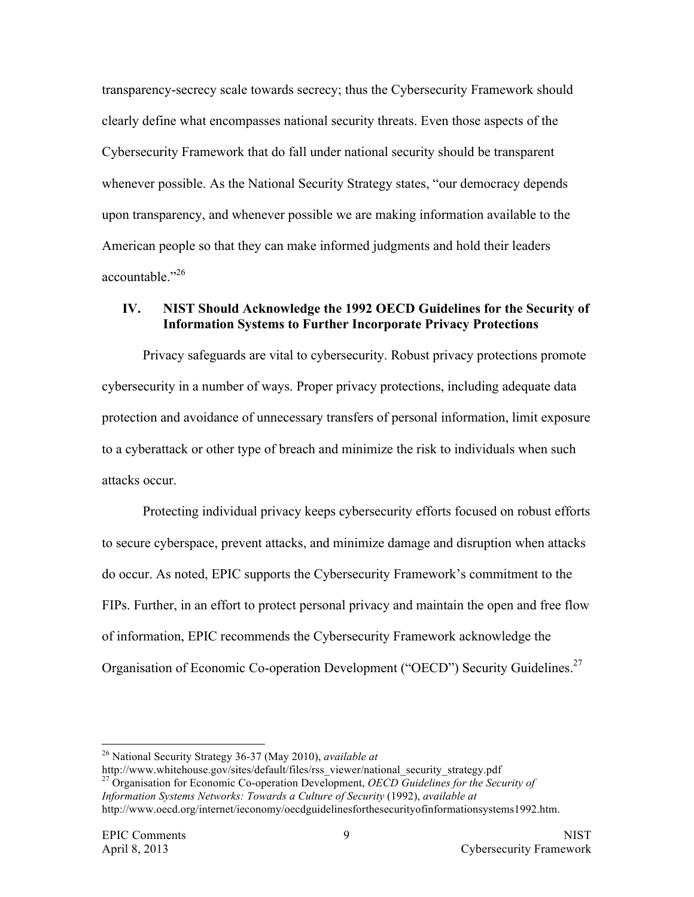transparency-secrecy scale towards secrecy; thus the Cybersecurity Framework should clearly define what encompasses national security threats. Even those aspects of the Cybersecurity Framework that do fall under national security should be transparent whenever possible. As the National Security Strategy states, "our democracy depends upon transparency, and whenever possible we are making information available to the American people so that they can make informed judgments and hold their leaders accountable."[26]

## IV. NIST Should Acknowledge the 1992 OECD Guidelines for the Security of Information Systems to Further Incorporate Privacy Protections

Privacy safeguards are vital to cybersecurity. Robust privacy protections promote cybersecurity in a number of ways. Proper privacy protections, including adequate data protection and avoidance of unnecessary transfers of personal information, limit exposure to a cyberattack or other type of breach and minimize the risk to individuals when such attacks occur.

Protecting individual privacy keeps cybersecurity efforts focused on robust efforts to secure cyberspace, prevent attacks, and minimize damage and disruption when attacks do occur. As noted, EPIC supports the Cybersecurity Framework's commitment to the FIPs. Further, in an effort to protect personal privacy and maintain the open and free flow of information, EPIC recommends the Cybersecurity Framework acknowledge the Organisation of Economic Co-operation Development ("OECD") Security Guidelines.[27]

---

[26] National Security Strategy 36-37 (May 2010), *available at* http://www.whitehouse.gov/sites/default/files/rss_viewer/national_security_strategy.pdf

[27] Organisation for Economic Co-operation Development, *OECD Guidelines for the Security of Information Systems Networks: Towards a Culture of Security* (1992), *available at* http://www.oecd.org/internet/ieconomy/oecdguidelinesforthesecurityofinformationsystems1992.htm.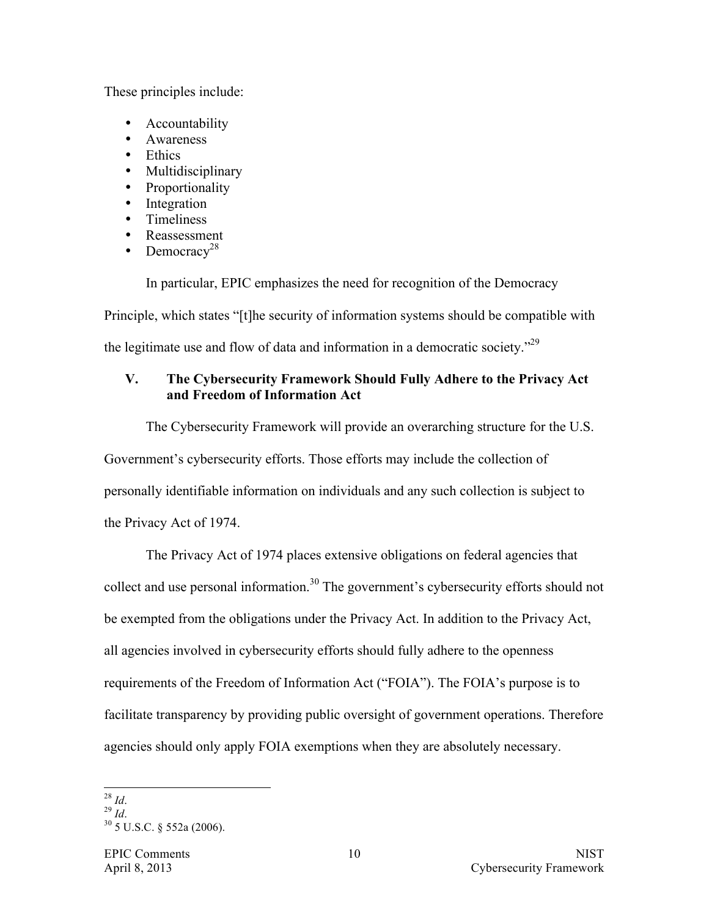These principles include:

- Accountability
- Awareness
- Ethics
- Multidisciplinary
- Proportionality
- Integration
- Timeliness
- Reassessment
- Democracy[28]

In particular, EPIC emphasizes the need for recognition of the Democracy Principle, which states "[t]he security of information systems should be compatible with the legitimate use and flow of data and information in a democratic society."[29]

## V. The Cybersecurity Framework Should Fully Adhere to the Privacy Act and Freedom of Information Act

The Cybersecurity Framework will provide an overarching structure for the U.S. Government's cybersecurity efforts. Those efforts may include the collection of personally identifiable information on individuals and any such collection is subject to the Privacy Act of 1974.

The Privacy Act of 1974 places extensive obligations on federal agencies that collect and use personal information.[30] The government's cybersecurity efforts should not be exempted from the obligations under the Privacy Act. In addition to the Privacy Act, all agencies involved in cybersecurity efforts should fully adhere to the openness requirements of the Freedom of Information Act ("FOIA"). The FOIA's purpose is to facilitate transparency by providing public oversight of government operations. Therefore agencies should only apply FOIA exemptions when they are absolutely necessary.

---

[28] *Id*.
[29] *Id*.
[30] 5 U.S.C. § 552a (2006).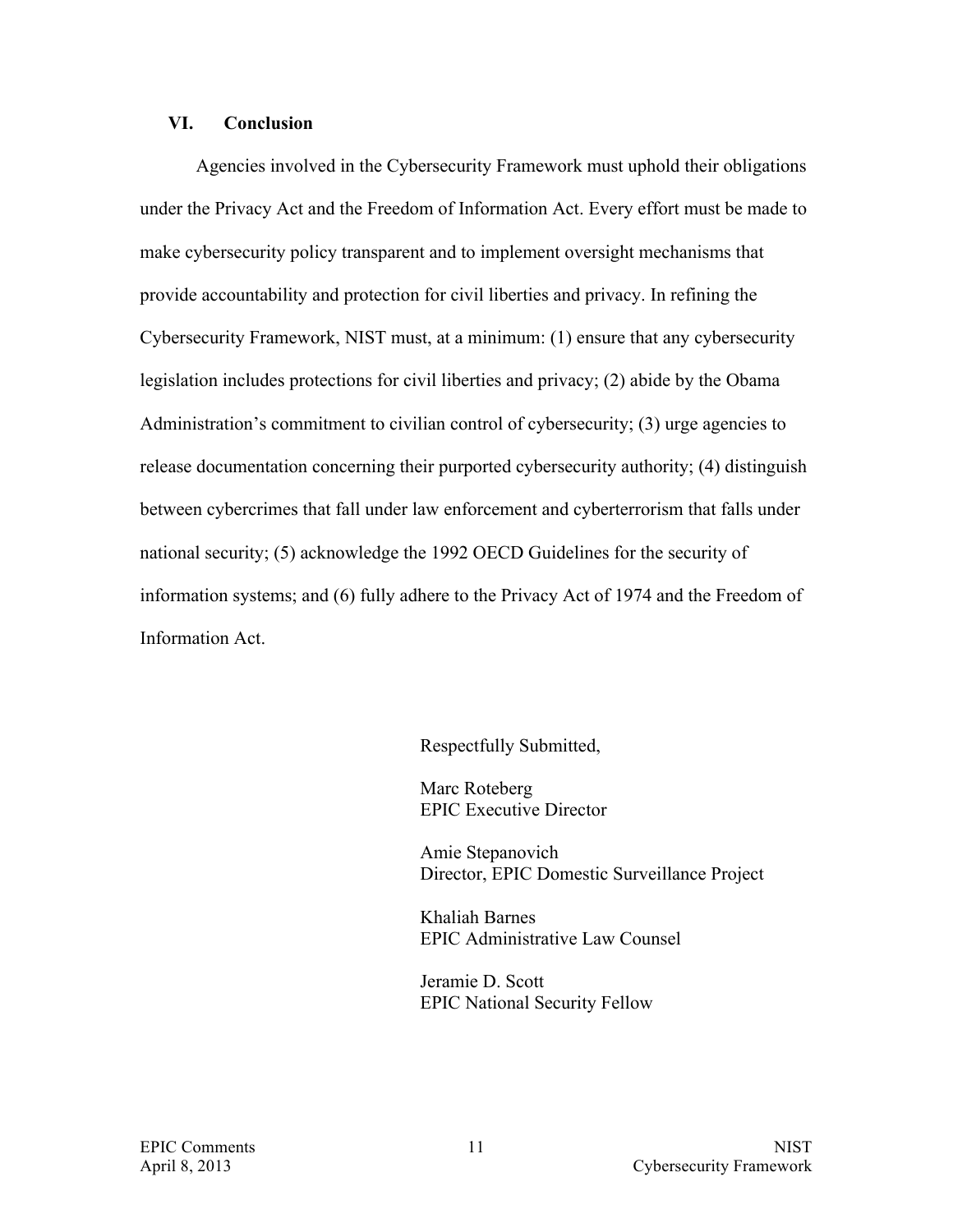## VI. Conclusion

Agencies involved in the Cybersecurity Framework must uphold their obligations under the Privacy Act and the Freedom of Information Act. Every effort must be made to make cybersecurity policy transparent and to implement oversight mechanisms that provide accountability and protection for civil liberties and privacy. In refining the Cybersecurity Framework, NIST must, at a minimum: (1) ensure that any cybersecurity legislation includes protections for civil liberties and privacy; (2) abide by the Obama Administration's commitment to civilian control of cybersecurity; (3) urge agencies to release documentation concerning their purported cybersecurity authority; (4) distinguish between cybercrimes that fall under law enforcement and cyberterrorism that falls under national security; (5) acknowledge the 1992 OECD Guidelines for the security of information systems; and (6) fully adhere to the Privacy Act of 1974 and the Freedom of Information Act.

Respectfully Submitted,

Marc Roteberg
EPIC Executive Director

Amie Stepanovich
Director, EPIC Domestic Surveillance Project

Khaliah Barnes
EPIC Administrative Law Counsel

Jeramie D. Scott
EPIC National Security Fellow